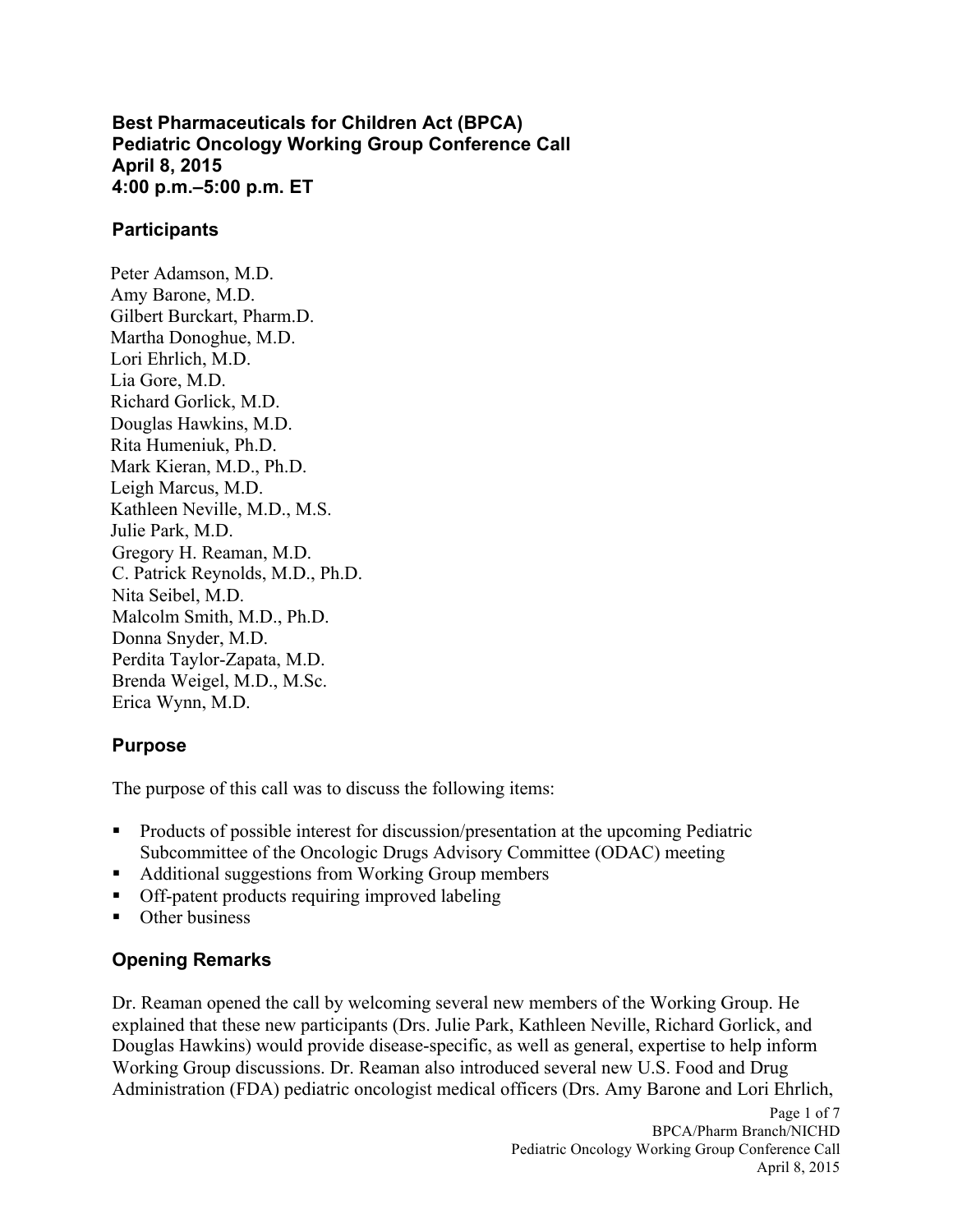# Best Pharmaceuticals for Children Act (BPCA)
# Pediatric Oncology Working Group Conference Call
# April 8, 2015
# 4:00 p.m.–5:00 p.m. ET

## Participants

Peter Adamson, M.D.
Amy Barone, M.D.
Gilbert Burckart, Pharm.D.
Martha Donoghue, M.D.
Lori Ehrlich, M.D.
Lia Gore, M.D.
Richard Gorlick, M.D.
Douglas Hawkins, M.D.
Rita Humeniuk, Ph.D.
Mark Kieran, M.D., Ph.D.
Leigh Marcus, M.D.
Kathleen Neville, M.D., M.S.
Julie Park, M.D.
Gregory H. Reaman, M.D.
C. Patrick Reynolds, M.D., Ph.D.
Nita Seibel, M.D.
Malcolm Smith, M.D., Ph.D.
Donna Snyder, M.D.
Perdita Taylor-Zapata, M.D.
Brenda Weigel, M.D., M.Sc.
Erica Wynn, M.D.

## Purpose

The purpose of this call was to discuss the following items:

- Products of possible interest for discussion/presentation at the upcoming Pediatric Subcommittee of the Oncologic Drugs Advisory Committee (ODAC) meeting
- Additional suggestions from Working Group members
- Off-patent products requiring improved labeling
- Other business

## Opening Remarks

Dr. Reaman opened the call by welcoming several new members of the Working Group. He explained that these new participants (Drs. Julie Park, Kathleen Neville, Richard Gorlick, and Douglas Hawkins) would provide disease-specific, as well as general, expertise to help inform Working Group discussions. Dr. Reaman also introduced several new U.S. Food and Drug Administration (FDA) pediatric oncologist medical officers (Drs. Amy Barone and Lori Ehrlich,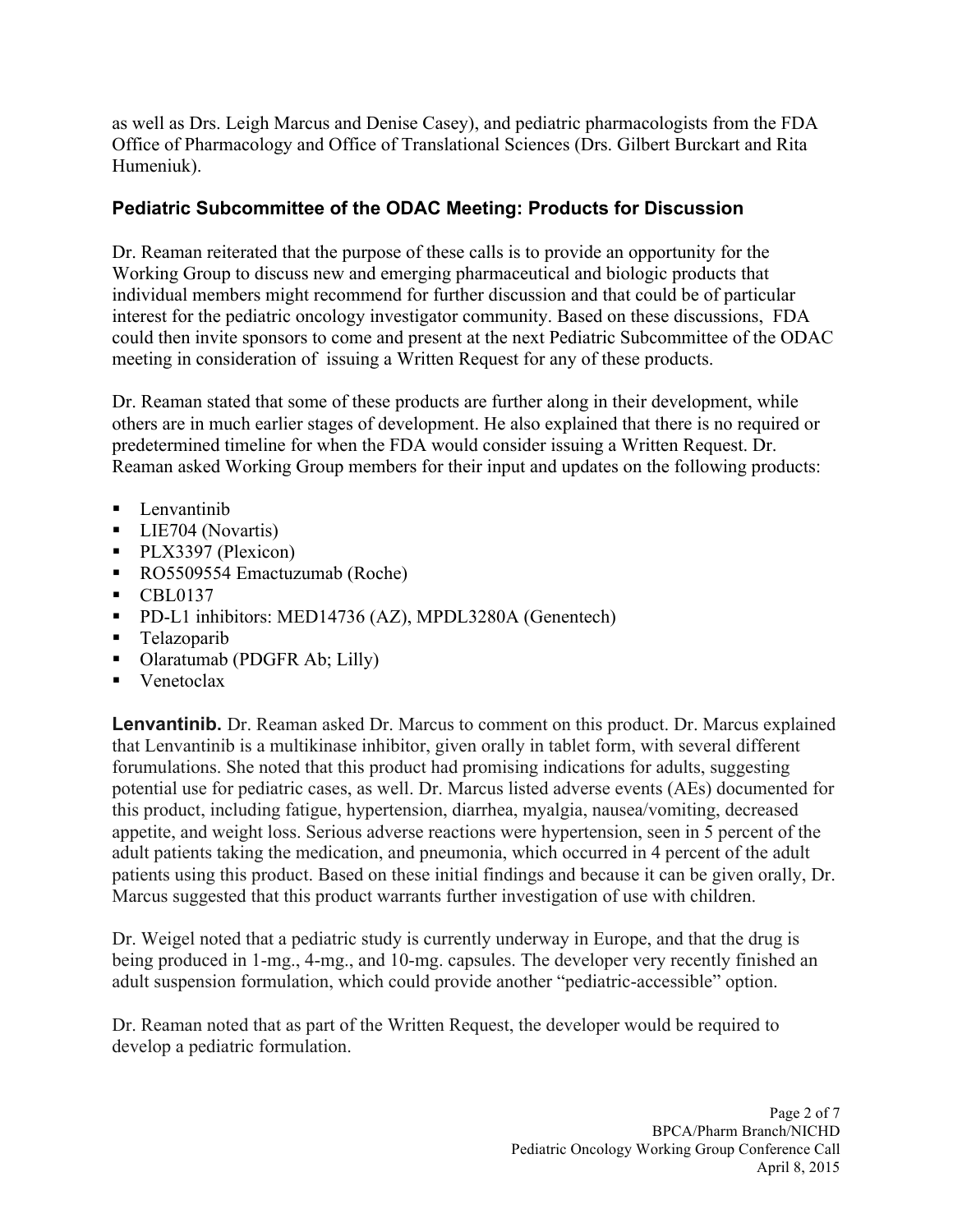as well as Drs. Leigh Marcus and Denise Casey), and pediatric pharmacologists from the FDA Office of Pharmacology and Office of Translational Sciences (Drs. Gilbert Burckart and Rita Humeniuk).

## Pediatric Subcommittee of the ODAC Meeting: Products for Discussion

Dr. Reaman reiterated that the purpose of these calls is to provide an opportunity for the Working Group to discuss new and emerging pharmaceutical and biologic products that individual members might recommend for further discussion and that could be of particular interest for the pediatric oncology investigator community. Based on these discussions, FDA could then invite sponsors to come and present at the next Pediatric Subcommittee of the ODAC meeting in consideration of issuing a Written Request for any of these products.

Dr. Reaman stated that some of these products are further along in their development, while others are in much earlier stages of development. He also explained that there is no required or predetermined timeline for when the FDA would consider issuing a Written Request. Dr. Reaman asked Working Group members for their input and updates on the following products:

- Lenvantinib
- LIE704 (Novartis)
- PLX3397 (Plexicon)
- RO5509554 Emactuzumab (Roche)
- CBL0137
- PD-L1 inhibitors: MED14736 (AZ), MPDL3280A (Genentech)
- Telazoparib
- Olaratumab (PDGFR Ab; Lilly)
- Venetoclax

**Lenvantinib.** Dr. Reaman asked Dr. Marcus to comment on this product. Dr. Marcus explained that Lenvantinib is a multikinase inhibitor, given orally in tablet form, with several different forumulations. She noted that this product had promising indications for adults, suggesting potential use for pediatric cases, as well. Dr. Marcus listed adverse events (AEs) documented for this product, including fatigue, hypertension, diarrhea, myalgia, nausea/vomiting, decreased appetite, and weight loss. Serious adverse reactions were hypertension, seen in 5 percent of the adult patients taking the medication, and pneumonia, which occurred in 4 percent of the adult patients using this product. Based on these initial findings and because it can be given orally, Dr. Marcus suggested that this product warrants further investigation of use with children.

Dr. Weigel noted that a pediatric study is currently underway in Europe, and that the drug is being produced in 1-mg., 4-mg., and 10-mg. capsules. The developer very recently finished an adult suspension formulation, which could provide another "pediatric-accessible" option.

Dr. Reaman noted that as part of the Written Request, the developer would be required to develop a pediatric formulation.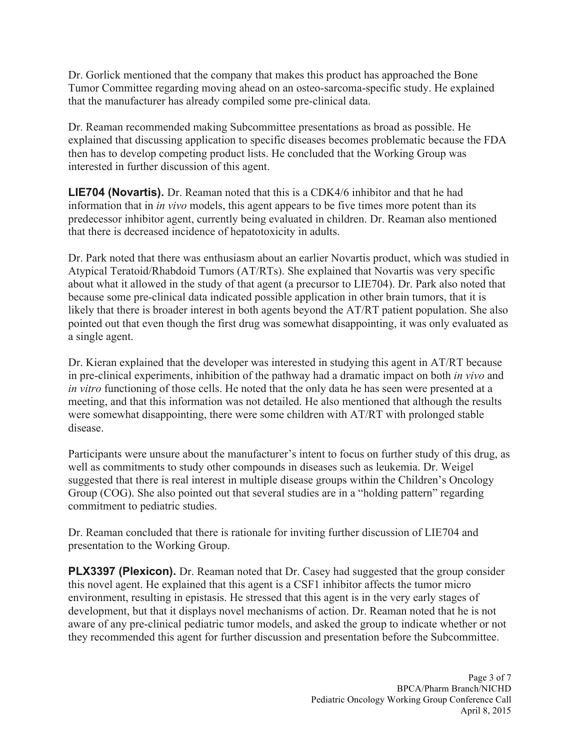Dr. Gorlick mentioned that the company that makes this product has approached the Bone Tumor Committee regarding moving ahead on an osteo-sarcoma-specific study. He explained that the manufacturer has already compiled some pre-clinical data.

Dr. Reaman recommended making Subcommittee presentations as broad as possible. He explained that discussing application to specific diseases becomes problematic because the FDA then has to develop competing product lists. He concluded that the Working Group was interested in further discussion of this agent.

**LIE704 (Novartis).** Dr. Reaman noted that this is a CDK4/6 inhibitor and that he had information that in *in vivo* models, this agent appears to be five times more potent than its predecessor inhibitor agent, currently being evaluated in children. Dr. Reaman also mentioned that there is decreased incidence of hepatotoxicity in adults.

Dr. Park noted that there was enthusiasm about an earlier Novartis product, which was studied in Atypical Teratoid/Rhabdoid Tumors (AT/RTs). She explained that Novartis was very specific about what it allowed in the study of that agent (a precursor to LIE704). Dr. Park also noted that because some pre-clinical data indicated possible application in other brain tumors, that it is likely that there is broader interest in both agents beyond the AT/RT patient population. She also pointed out that even though the first drug was somewhat disappointing, it was only evaluated as a single agent.

Dr. Kieran explained that the developer was interested in studying this agent in AT/RT because in pre-clinical experiments, inhibition of the pathway had a dramatic impact on both *in vivo* and *in vitro* functioning of those cells. He noted that the only data he has seen were presented at a meeting, and that this information was not detailed. He also mentioned that although the results were somewhat disappointing, there were some children with AT/RT with prolonged stable disease.

Participants were unsure about the manufacturer's intent to focus on further study of this drug, as well as commitments to study other compounds in diseases such as leukemia. Dr. Weigel suggested that there is real interest in multiple disease groups within the Children's Oncology Group (COG). She also pointed out that several studies are in a "holding pattern" regarding commitment to pediatric studies.

Dr. Reaman concluded that there is rationale for inviting further discussion of LIE704 and presentation to the Working Group.

**PLX3397 (Plexicon).** Dr. Reaman noted that Dr. Casey had suggested that the group consider this novel agent. He explained that this agent is a CSF1 inhibitor affects the tumor micro environment, resulting in epistasis. He stressed that this agent is in the very early stages of development, but that it displays novel mechanisms of action. Dr. Reaman noted that he is not aware of any pre-clinical pediatric tumor models, and asked the group to indicate whether or not they recommended this agent for further discussion and presentation before the Subcommittee.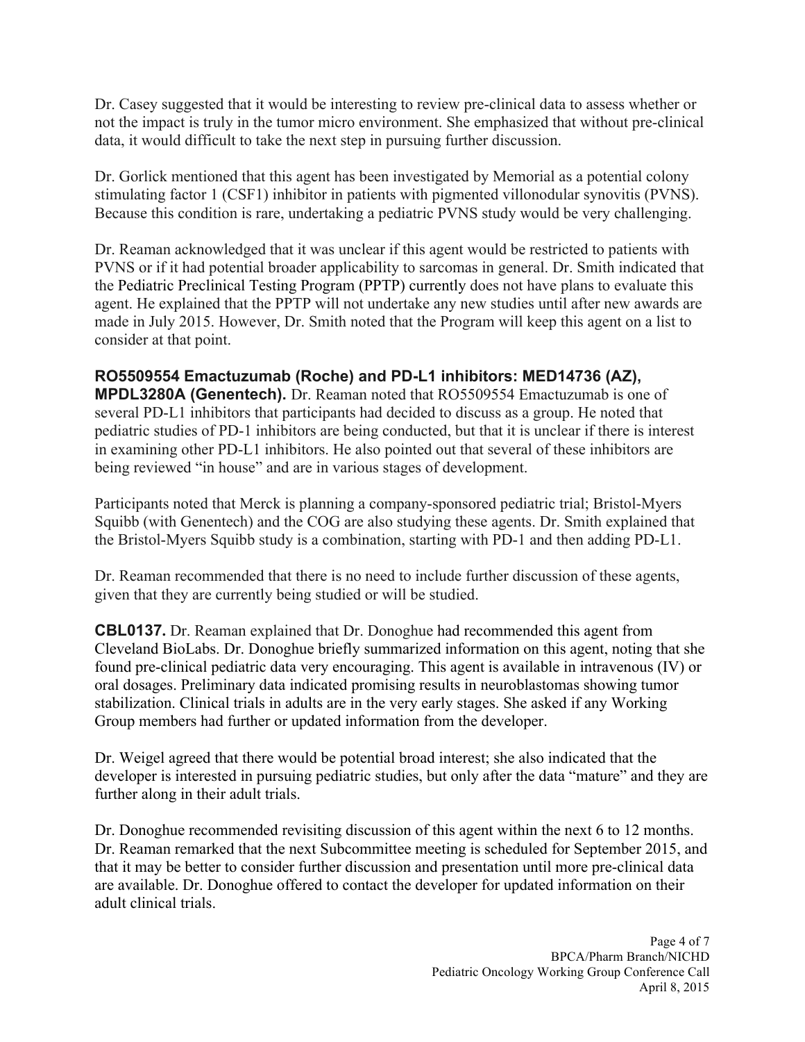Dr. Casey suggested that it would be interesting to review pre-clinical data to assess whether or not the impact is truly in the tumor micro environment. She emphasized that without pre-clinical data, it would difficult to take the next step in pursuing further discussion.

Dr. Gorlick mentioned that this agent has been investigated by Memorial as a potential colony stimulating factor 1 (CSF1) inhibitor in patients with pigmented villonodular synovitis (PVNS). Because this condition is rare, undertaking a pediatric PVNS study would be very challenging.

Dr. Reaman acknowledged that it was unclear if this agent would be restricted to patients with PVNS or if it had potential broader applicability to sarcomas in general. Dr. Smith indicated that the Pediatric Preclinical Testing Program (PPTP) currently does not have plans to evaluate this agent. He explained that the PPTP will not undertake any new studies until after new awards are made in July 2015. However, Dr. Smith noted that the Program will keep this agent on a list to consider at that point.

**RO5509554 Emactuzumab (Roche) and PD-L1 inhibitors: MED14736 (AZ), MPDL3280A (Genentech).** Dr. Reaman noted that RO5509554 Emactuzumab is one of several PD-L1 inhibitors that participants had decided to discuss as a group. He noted that pediatric studies of PD-1 inhibitors are being conducted, but that it is unclear if there is interest in examining other PD-L1 inhibitors. He also pointed out that several of these inhibitors are being reviewed "in house" and are in various stages of development.

Participants noted that Merck is planning a company-sponsored pediatric trial; Bristol-Myers Squibb (with Genentech) and the COG are also studying these agents. Dr. Smith explained that the Bristol-Myers Squibb study is a combination, starting with PD-1 and then adding PD-L1.

Dr. Reaman recommended that there is no need to include further discussion of these agents, given that they are currently being studied or will be studied.

**CBL0137.** Dr. Reaman explained that Dr. Donoghue had recommended this agent from Cleveland BioLabs. Dr. Donoghue briefly summarized information on this agent, noting that she found pre-clinical pediatric data very encouraging. This agent is available in intravenous (IV) or oral dosages. Preliminary data indicated promising results in neuroblastomas showing tumor stabilization. Clinical trials in adults are in the very early stages. She asked if any Working Group members had further or updated information from the developer.

Dr. Weigel agreed that there would be potential broad interest; she also indicated that the developer is interested in pursuing pediatric studies, but only after the data "mature" and they are further along in their adult trials.

Dr. Donoghue recommended revisiting discussion of this agent within the next 6 to 12 months. Dr. Reaman remarked that the next Subcommittee meeting is scheduled for September 2015, and that it may be better to consider further discussion and presentation until more pre-clinical data are available. Dr. Donoghue offered to contact the developer for updated information on their adult clinical trials.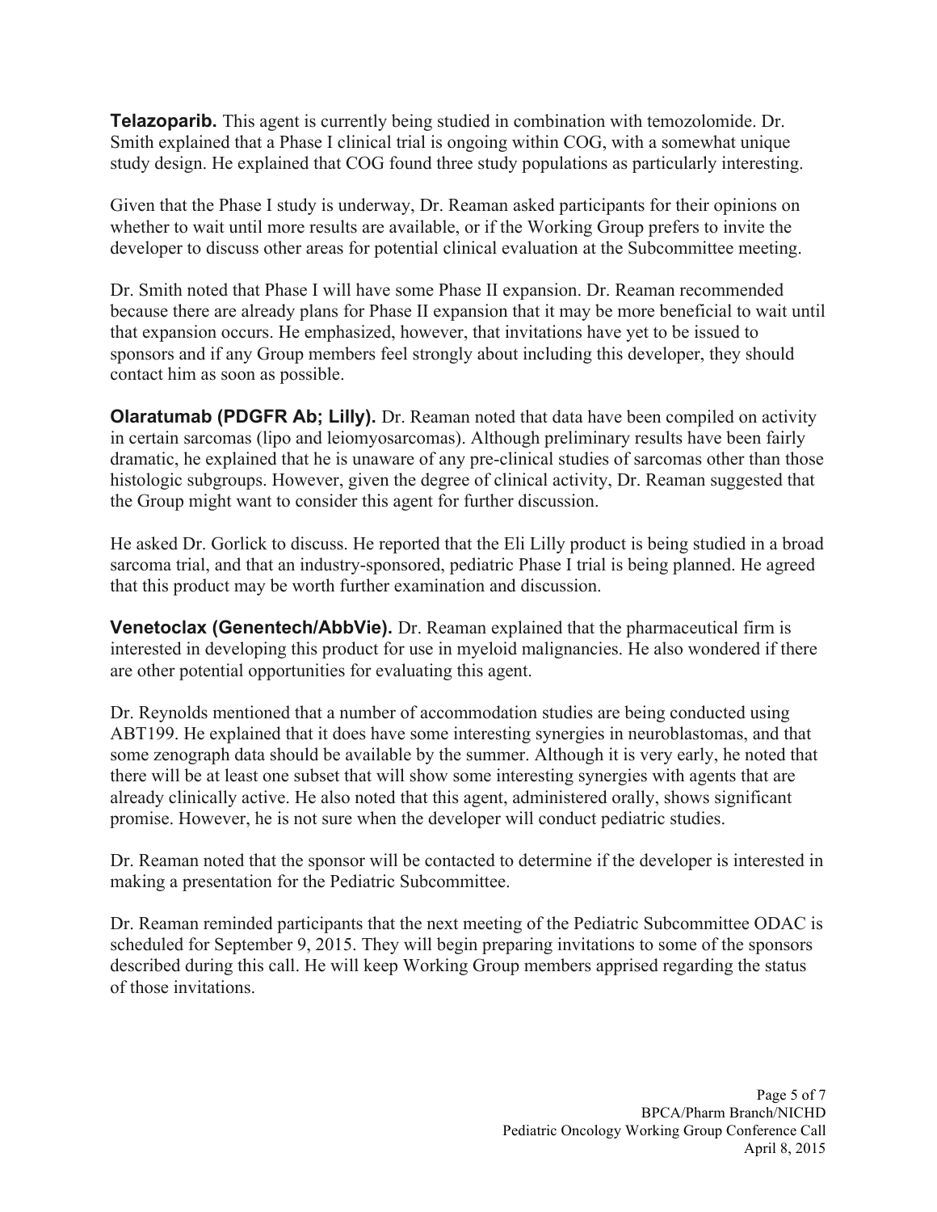**Telazoparib.** This agent is currently being studied in combination with temozolomide. Dr. Smith explained that a Phase I clinical trial is ongoing within COG, with a somewhat unique study design. He explained that COG found three study populations as particularly interesting.

Given that the Phase I study is underway, Dr. Reaman asked participants for their opinions on whether to wait until more results are available, or if the Working Group prefers to invite the developer to discuss other areas for potential clinical evaluation at the Subcommittee meeting.

Dr. Smith noted that Phase I will have some Phase II expansion. Dr. Reaman recommended because there are already plans for Phase II expansion that it may be more beneficial to wait until that expansion occurs. He emphasized, however, that invitations have yet to be issued to sponsors and if any Group members feel strongly about including this developer, they should contact him as soon as possible.

**Olaratumab (PDGFR Ab; Lilly).** Dr. Reaman noted that data have been compiled on activity in certain sarcomas (lipo and leiomyosarcomas). Although preliminary results have been fairly dramatic, he explained that he is unaware of any pre-clinical studies of sarcomas other than those histologic subgroups. However, given the degree of clinical activity, Dr. Reaman suggested that the Group might want to consider this agent for further discussion.

He asked Dr. Gorlick to discuss. He reported that the Eli Lilly product is being studied in a broad sarcoma trial, and that an industry-sponsored, pediatric Phase I trial is being planned. He agreed that this product may be worth further examination and discussion.

**Venetoclax (Genentech/AbbVie).** Dr. Reaman explained that the pharmaceutical firm is interested in developing this product for use in myeloid malignancies. He also wondered if there are other potential opportunities for evaluating this agent.

Dr. Reynolds mentioned that a number of accommodation studies are being conducted using ABT199. He explained that it does have some interesting synergies in neuroblastomas, and that some zenograph data should be available by the summer. Although it is very early, he noted that there will be at least one subset that will show some interesting synergies with agents that are already clinically active. He also noted that this agent, administered orally, shows significant promise. However, he is not sure when the developer will conduct pediatric studies.

Dr. Reaman noted that the sponsor will be contacted to determine if the developer is interested in making a presentation for the Pediatric Subcommittee.

Dr. Reaman reminded participants that the next meeting of the Pediatric Subcommittee ODAC is scheduled for September 9, 2015. They will begin preparing invitations to some of the sponsors described during this call. He will keep Working Group members apprised regarding the status of those invitations.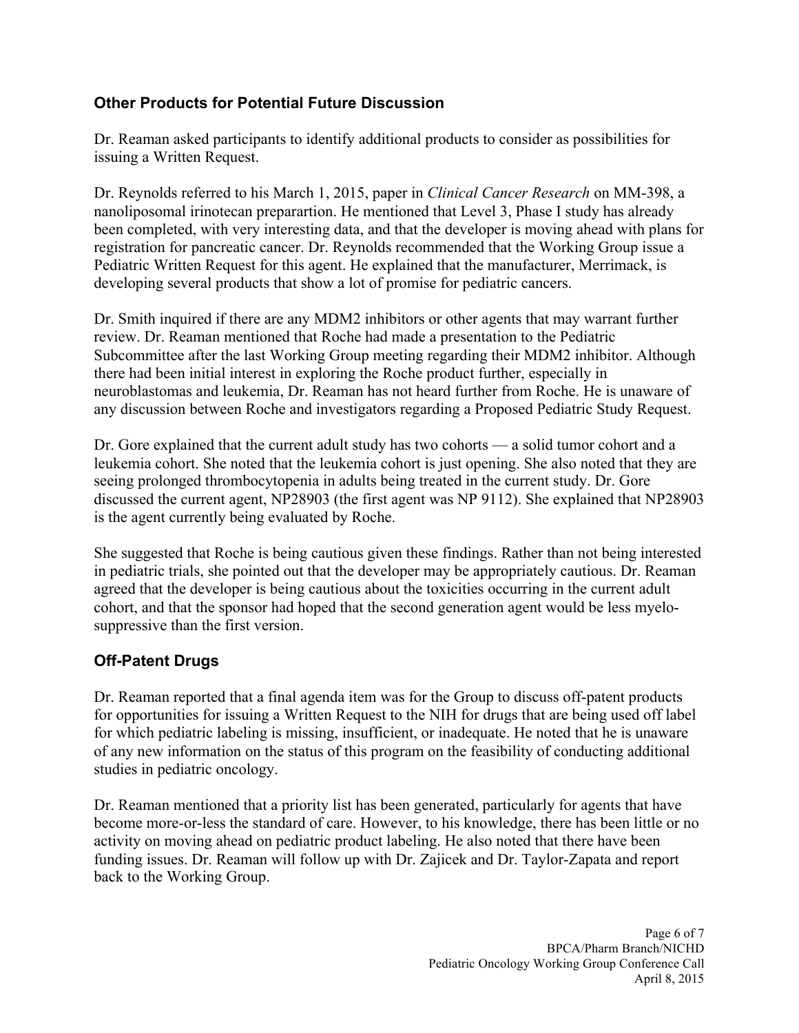## Other Products for Potential Future Discussion

Dr. Reaman asked participants to identify additional products to consider as possibilities for issuing a Written Request.

Dr. Reynolds referred to his March 1, 2015, paper in *Clinical Cancer Research* on MM-398, a nanoliposomal irinotecan preparartion. He mentioned that Level 3, Phase I study has already been completed, with very interesting data, and that the developer is moving ahead with plans for registration for pancreatic cancer. Dr. Reynolds recommended that the Working Group issue a Pediatric Written Request for this agent. He explained that the manufacturer, Merrimack, is developing several products that show a lot of promise for pediatric cancers.

Dr. Smith inquired if there are any MDM2 inhibitors or other agents that may warrant further review. Dr. Reaman mentioned that Roche had made a presentation to the Pediatric Subcommittee after the last Working Group meeting regarding their MDM2 inhibitor. Although there had been initial interest in exploring the Roche product further, especially in neuroblastomas and leukemia, Dr. Reaman has not heard further from Roche. He is unaware of any discussion between Roche and investigators regarding a Proposed Pediatric Study Request.

Dr. Gore explained that the current adult study has two cohorts — a solid tumor cohort and a leukemia cohort. She noted that the leukemia cohort is just opening. She also noted that they are seeing prolonged thrombocytopenia in adults being treated in the current study. Dr. Gore discussed the current agent, NP28903 (the first agent was NP 9112). She explained that NP28903 is the agent currently being evaluated by Roche.

She suggested that Roche is being cautious given these findings. Rather than not being interested in pediatric trials, she pointed out that the developer may be appropriately cautious. Dr. Reaman agreed that the developer is being cautious about the toxicities occurring in the current adult cohort, and that the sponsor had hoped that the second generation agent would be less myelo-suppressive than the first version.

## Off-Patent Drugs

Dr. Reaman reported that a final agenda item was for the Group to discuss off-patent products for opportunities for issuing a Written Request to the NIH for drugs that are being used off label for which pediatric labeling is missing, insufficient, or inadequate. He noted that he is unaware of any new information on the status of this program on the feasibility of conducting additional studies in pediatric oncology.

Dr. Reaman mentioned that a priority list has been generated, particularly for agents that have become more-or-less the standard of care. However, to his knowledge, there has been little or no activity on moving ahead on pediatric product labeling. He also noted that there have been funding issues. Dr. Reaman will follow up with Dr. Zajicek and Dr. Taylor-Zapata and report back to the Working Group.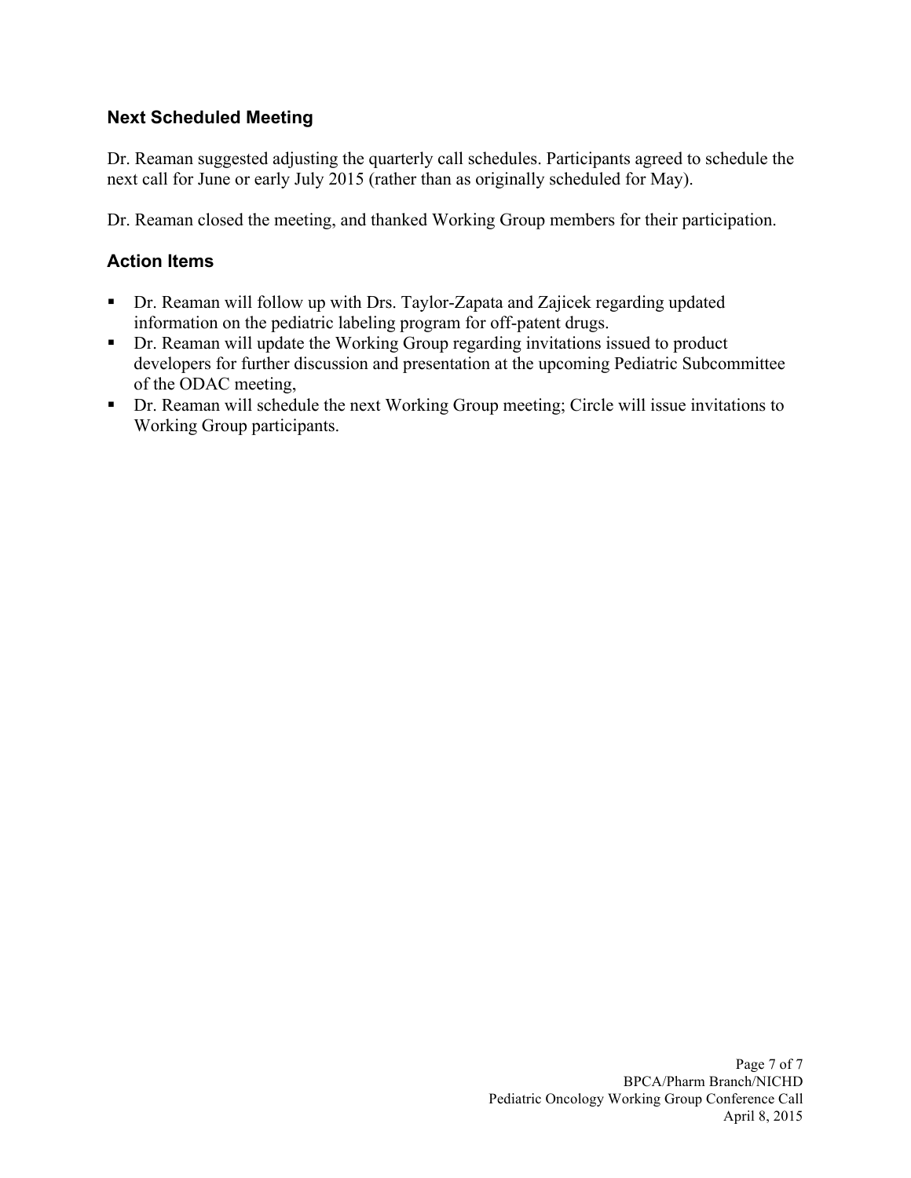## Next Scheduled Meeting

Dr. Reaman suggested adjusting the quarterly call schedules. Participants agreed to schedule the next call for June or early July 2015 (rather than as originally scheduled for May).

Dr. Reaman closed the meeting, and thanked Working Group members for their participation.

## Action Items

- Dr. Reaman will follow up with Drs. Taylor-Zapata and Zajicek regarding updated information on the pediatric labeling program for off-patent drugs.
- Dr. Reaman will update the Working Group regarding invitations issued to product developers for further discussion and presentation at the upcoming Pediatric Subcommittee of the ODAC meeting,
- Dr. Reaman will schedule the next Working Group meeting; Circle will issue invitations to Working Group participants.